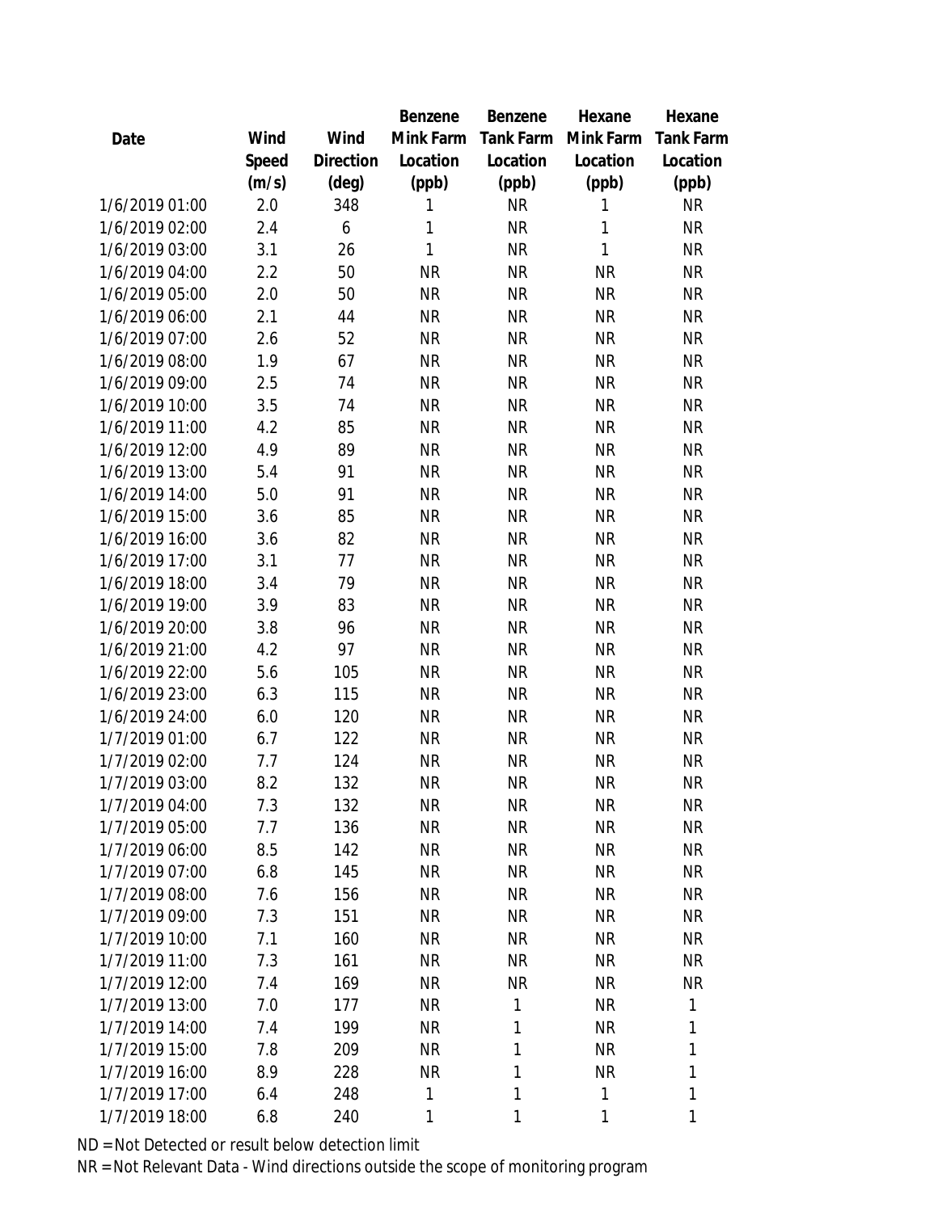| Date | Wind Speed (m/s) | Wind Direction (deg) | Benzene Mink Farm Location (ppb) | Benzene Tank Farm Location (ppb) | Hexane Mink Farm Location (ppb) | Hexane Tank Farm Location (ppb) |
|---|---|---|---|---|---|---|
| 1/6/2019 01:00 | 2.0 | 348 | 1 | NR | 1 | NR |
| 1/6/2019 02:00 | 2.4 | 6 | 1 | NR | 1 | NR |
| 1/6/2019 03:00 | 3.1 | 26 | 1 | NR | 1 | NR |
| 1/6/2019 04:00 | 2.2 | 50 | NR | NR | NR | NR |
| 1/6/2019 05:00 | 2.0 | 50 | NR | NR | NR | NR |
| 1/6/2019 06:00 | 2.1 | 44 | NR | NR | NR | NR |
| 1/6/2019 07:00 | 2.6 | 52 | NR | NR | NR | NR |
| 1/6/2019 08:00 | 1.9 | 67 | NR | NR | NR | NR |
| 1/6/2019 09:00 | 2.5 | 74 | NR | NR | NR | NR |
| 1/6/2019 10:00 | 3.5 | 74 | NR | NR | NR | NR |
| 1/6/2019 11:00 | 4.2 | 85 | NR | NR | NR | NR |
| 1/6/2019 12:00 | 4.9 | 89 | NR | NR | NR | NR |
| 1/6/2019 13:00 | 5.4 | 91 | NR | NR | NR | NR |
| 1/6/2019 14:00 | 5.0 | 91 | NR | NR | NR | NR |
| 1/6/2019 15:00 | 3.6 | 85 | NR | NR | NR | NR |
| 1/6/2019 16:00 | 3.6 | 82 | NR | NR | NR | NR |
| 1/6/2019 17:00 | 3.1 | 77 | NR | NR | NR | NR |
| 1/6/2019 18:00 | 3.4 | 79 | NR | NR | NR | NR |
| 1/6/2019 19:00 | 3.9 | 83 | NR | NR | NR | NR |
| 1/6/2019 20:00 | 3.8 | 96 | NR | NR | NR | NR |
| 1/6/2019 21:00 | 4.2 | 97 | NR | NR | NR | NR |
| 1/6/2019 22:00 | 5.6 | 105 | NR | NR | NR | NR |
| 1/6/2019 23:00 | 6.3 | 115 | NR | NR | NR | NR |
| 1/6/2019 24:00 | 6.0 | 120 | NR | NR | NR | NR |
| 1/7/2019 01:00 | 6.7 | 122 | NR | NR | NR | NR |
| 1/7/2019 02:00 | 7.7 | 124 | NR | NR | NR | NR |
| 1/7/2019 03:00 | 8.2 | 132 | NR | NR | NR | NR |
| 1/7/2019 04:00 | 7.3 | 132 | NR | NR | NR | NR |
| 1/7/2019 05:00 | 7.7 | 136 | NR | NR | NR | NR |
| 1/7/2019 06:00 | 8.5 | 142 | NR | NR | NR | NR |
| 1/7/2019 07:00 | 6.8 | 145 | NR | NR | NR | NR |
| 1/7/2019 08:00 | 7.6 | 156 | NR | NR | NR | NR |
| 1/7/2019 09:00 | 7.3 | 151 | NR | NR | NR | NR |
| 1/7/2019 10:00 | 7.1 | 160 | NR | NR | NR | NR |
| 1/7/2019 11:00 | 7.3 | 161 | NR | NR | NR | NR |
| 1/7/2019 12:00 | 7.4 | 169 | NR | NR | NR | NR |
| 1/7/2019 13:00 | 7.0 | 177 | NR | 1 | NR | 1 |
| 1/7/2019 14:00 | 7.4 | 199 | NR | 1 | NR | 1 |
| 1/7/2019 15:00 | 7.8 | 209 | NR | 1 | NR | 1 |
| 1/7/2019 16:00 | 8.9 | 228 | NR | 1 | NR | 1 |
| 1/7/2019 17:00 | 6.4 | 248 | 1 | 1 | 1 | 1 |
| 1/7/2019 18:00 | 6.8 | 240 | 1 | 1 | 1 | 1 |

ND = Not Detected or result below detection limit

NR = Not Relevant Data - Wind directions outside the scope of monitoring program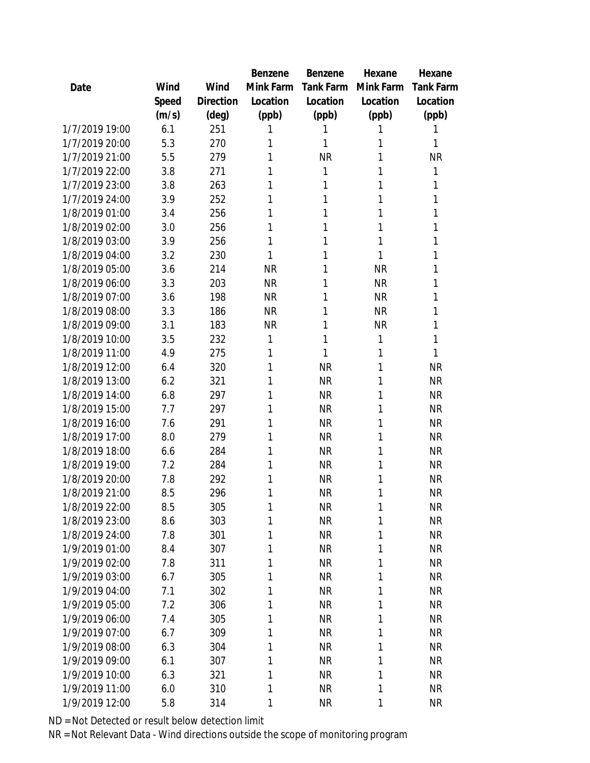| Date | Wind Speed (m/s) | Wind Direction (deg) | Benzene Mink Farm Location (ppb) | Benzene Tank Farm Location (ppb) | Hexane Mink Farm Location (ppb) | Hexane Tank Farm Location (ppb) |
|---|---|---|---|---|---|---|
| 1/7/2019 19:00 | 6.1 | 251 | 1 | 1 | 1 | 1 |
| 1/7/2019 20:00 | 5.3 | 270 | 1 | 1 | 1 | 1 |
| 1/7/2019 21:00 | 5.5 | 279 | 1 | NR | 1 | NR |
| 1/7/2019 22:00 | 3.8 | 271 | 1 | 1 | 1 | 1 |
| 1/7/2019 23:00 | 3.8 | 263 | 1 | 1 | 1 | 1 |
| 1/7/2019 24:00 | 3.9 | 252 | 1 | 1 | 1 | 1 |
| 1/8/2019 01:00 | 3.4 | 256 | 1 | 1 | 1 | 1 |
| 1/8/2019 02:00 | 3.0 | 256 | 1 | 1 | 1 | 1 |
| 1/8/2019 03:00 | 3.9 | 256 | 1 | 1 | 1 | 1 |
| 1/8/2019 04:00 | 3.2 | 230 | 1 | 1 | 1 | 1 |
| 1/8/2019 05:00 | 3.6 | 214 | NR | 1 | NR | 1 |
| 1/8/2019 06:00 | 3.3 | 203 | NR | 1 | NR | 1 |
| 1/8/2019 07:00 | 3.6 | 198 | NR | 1 | NR | 1 |
| 1/8/2019 08:00 | 3.3 | 186 | NR | 1 | NR | 1 |
| 1/8/2019 09:00 | 3.1 | 183 | NR | 1 | NR | 1 |
| 1/8/2019 10:00 | 3.5 | 232 | 1 | 1 | 1 | 1 |
| 1/8/2019 11:00 | 4.9 | 275 | 1 | 1 | 1 | 1 |
| 1/8/2019 12:00 | 6.4 | 320 | 1 | NR | 1 | NR |
| 1/8/2019 13:00 | 6.2 | 321 | 1 | NR | 1 | NR |
| 1/8/2019 14:00 | 6.8 | 297 | 1 | NR | 1 | NR |
| 1/8/2019 15:00 | 7.7 | 297 | 1 | NR | 1 | NR |
| 1/8/2019 16:00 | 7.6 | 291 | 1 | NR | 1 | NR |
| 1/8/2019 17:00 | 8.0 | 279 | 1 | NR | 1 | NR |
| 1/8/2019 18:00 | 6.6 | 284 | 1 | NR | 1 | NR |
| 1/8/2019 19:00 | 7.2 | 284 | 1 | NR | 1 | NR |
| 1/8/2019 20:00 | 7.8 | 292 | 1 | NR | 1 | NR |
| 1/8/2019 21:00 | 8.5 | 296 | 1 | NR | 1 | NR |
| 1/8/2019 22:00 | 8.5 | 305 | 1 | NR | 1 | NR |
| 1/8/2019 23:00 | 8.6 | 303 | 1 | NR | 1 | NR |
| 1/8/2019 24:00 | 7.8 | 301 | 1 | NR | 1 | NR |
| 1/9/2019 01:00 | 8.4 | 307 | 1 | NR | 1 | NR |
| 1/9/2019 02:00 | 7.8 | 311 | 1 | NR | 1 | NR |
| 1/9/2019 03:00 | 6.7 | 305 | 1 | NR | 1 | NR |
| 1/9/2019 04:00 | 7.1 | 302 | 1 | NR | 1 | NR |
| 1/9/2019 05:00 | 7.2 | 306 | 1 | NR | 1 | NR |
| 1/9/2019 06:00 | 7.4 | 305 | 1 | NR | 1 | NR |
| 1/9/2019 07:00 | 6.7 | 309 | 1 | NR | 1 | NR |
| 1/9/2019 08:00 | 6.3 | 304 | 1 | NR | 1 | NR |
| 1/9/2019 09:00 | 6.1 | 307 | 1 | NR | 1 | NR |
| 1/9/2019 10:00 | 6.3 | 321 | 1 | NR | 1 | NR |
| 1/9/2019 11:00 | 6.0 | 310 | 1 | NR | 1 | NR |
| 1/9/2019 12:00 | 5.8 | 314 | 1 | NR | 1 | NR |

ND = Not Detected or result below detection limit

NR = Not Relevant Data - Wind directions outside the scope of monitoring program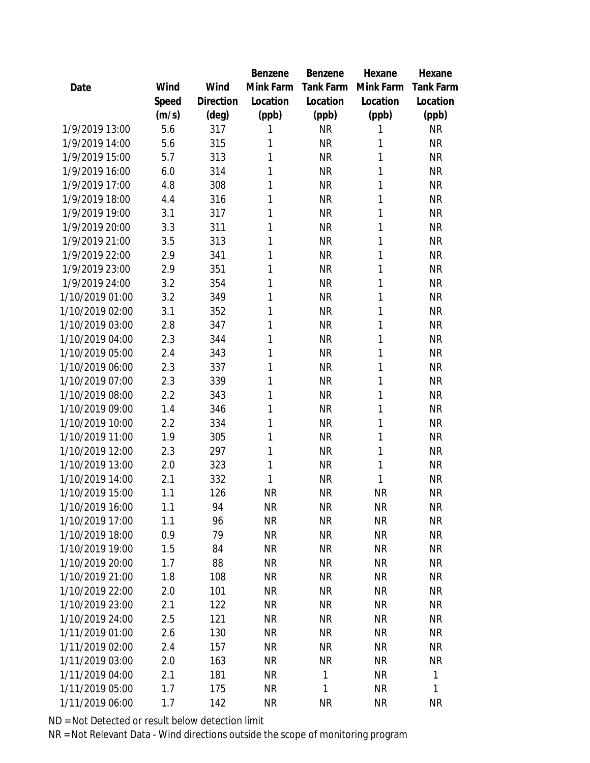| Date | Wind Speed (m/s) | Wind Direction (deg) | Benzene Mink Farm Location (ppb) | Benzene Tank Farm Location (ppb) | Hexane Mink Farm Location (ppb) | Hexane Tank Farm Location (ppb) |
|---|---|---|---|---|---|---|
| 1/9/2019 13:00 | 5.6 | 317 | 1 | NR | 1 | NR |
| 1/9/2019 14:00 | 5.6 | 315 | 1 | NR | 1 | NR |
| 1/9/2019 15:00 | 5.7 | 313 | 1 | NR | 1 | NR |
| 1/9/2019 16:00 | 6.0 | 314 | 1 | NR | 1 | NR |
| 1/9/2019 17:00 | 4.8 | 308 | 1 | NR | 1 | NR |
| 1/9/2019 18:00 | 4.4 | 316 | 1 | NR | 1 | NR |
| 1/9/2019 19:00 | 3.1 | 317 | 1 | NR | 1 | NR |
| 1/9/2019 20:00 | 3.3 | 311 | 1 | NR | 1 | NR |
| 1/9/2019 21:00 | 3.5 | 313 | 1 | NR | 1 | NR |
| 1/9/2019 22:00 | 2.9 | 341 | 1 | NR | 1 | NR |
| 1/9/2019 23:00 | 2.9 | 351 | 1 | NR | 1 | NR |
| 1/9/2019 24:00 | 3.2 | 354 | 1 | NR | 1 | NR |
| 1/10/2019 01:00 | 3.2 | 349 | 1 | NR | 1 | NR |
| 1/10/2019 02:00 | 3.1 | 352 | 1 | NR | 1 | NR |
| 1/10/2019 03:00 | 2.8 | 347 | 1 | NR | 1 | NR |
| 1/10/2019 04:00 | 2.3 | 344 | 1 | NR | 1 | NR |
| 1/10/2019 05:00 | 2.4 | 343 | 1 | NR | 1 | NR |
| 1/10/2019 06:00 | 2.3 | 337 | 1 | NR | 1 | NR |
| 1/10/2019 07:00 | 2.3 | 339 | 1 | NR | 1 | NR |
| 1/10/2019 08:00 | 2.2 | 343 | 1 | NR | 1 | NR |
| 1/10/2019 09:00 | 1.4 | 346 | 1 | NR | 1 | NR |
| 1/10/2019 10:00 | 2.2 | 334 | 1 | NR | 1 | NR |
| 1/10/2019 11:00 | 1.9 | 305 | 1 | NR | 1 | NR |
| 1/10/2019 12:00 | 2.3 | 297 | 1 | NR | 1 | NR |
| 1/10/2019 13:00 | 2.0 | 323 | 1 | NR | 1 | NR |
| 1/10/2019 14:00 | 2.1 | 332 | 1 | NR | 1 | NR |
| 1/10/2019 15:00 | 1.1 | 126 | NR | NR | NR | NR |
| 1/10/2019 16:00 | 1.1 | 94 | NR | NR | NR | NR |
| 1/10/2019 17:00 | 1.1 | 96 | NR | NR | NR | NR |
| 1/10/2019 18:00 | 0.9 | 79 | NR | NR | NR | NR |
| 1/10/2019 19:00 | 1.5 | 84 | NR | NR | NR | NR |
| 1/10/2019 20:00 | 1.7 | 88 | NR | NR | NR | NR |
| 1/10/2019 21:00 | 1.8 | 108 | NR | NR | NR | NR |
| 1/10/2019 22:00 | 2.0 | 101 | NR | NR | NR | NR |
| 1/10/2019 23:00 | 2.1 | 122 | NR | NR | NR | NR |
| 1/10/2019 24:00 | 2.5 | 121 | NR | NR | NR | NR |
| 1/11/2019 01:00 | 2.6 | 130 | NR | NR | NR | NR |
| 1/11/2019 02:00 | 2.4 | 157 | NR | NR | NR | NR |
| 1/11/2019 03:00 | 2.0 | 163 | NR | NR | NR | NR |
| 1/11/2019 04:00 | 2.1 | 181 | NR | 1 | NR | 1 |
| 1/11/2019 05:00 | 1.7 | 175 | NR | 1 | NR | 1 |
| 1/11/2019 06:00 | 1.7 | 142 | NR | NR | NR | NR |

ND = Not Detected or result below detection limit

NR = Not Relevant Data - Wind directions outside the scope of monitoring program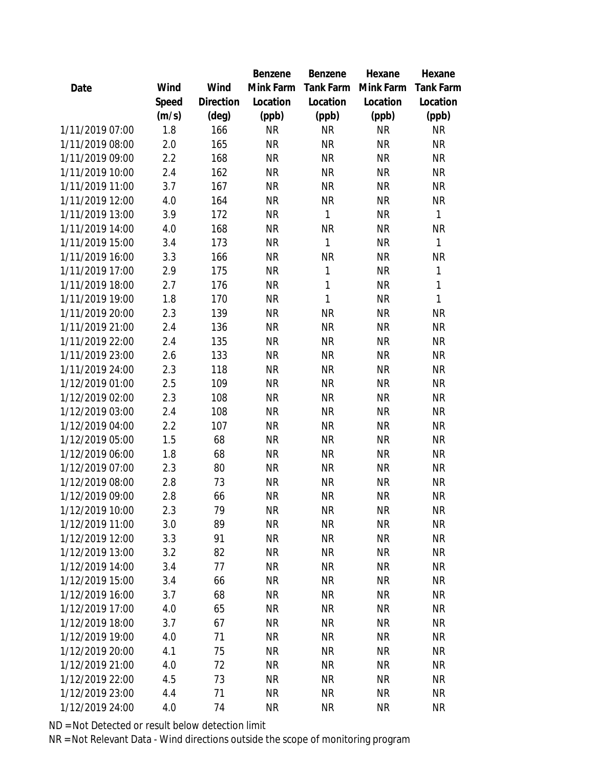| Date | Wind Speed (m/s) | Wind Direction (deg) | Benzene Mink Farm Location (ppb) | Benzene Tank Farm Location (ppb) | Hexane Mink Farm Location (ppb) | Hexane Tank Farm Location (ppb) |
|---|---|---|---|---|---|---|
| 1/11/2019 07:00 | 1.8 | 166 | NR | NR | NR | NR |
| 1/11/2019 08:00 | 2.0 | 165 | NR | NR | NR | NR |
| 1/11/2019 09:00 | 2.2 | 168 | NR | NR | NR | NR |
| 1/11/2019 10:00 | 2.4 | 162 | NR | NR | NR | NR |
| 1/11/2019 11:00 | 3.7 | 167 | NR | NR | NR | NR |
| 1/11/2019 12:00 | 4.0 | 164 | NR | NR | NR | NR |
| 1/11/2019 13:00 | 3.9 | 172 | NR | 1 | NR | 1 |
| 1/11/2019 14:00 | 4.0 | 168 | NR | NR | NR | NR |
| 1/11/2019 15:00 | 3.4 | 173 | NR | 1 | NR | 1 |
| 1/11/2019 16:00 | 3.3 | 166 | NR | NR | NR | NR |
| 1/11/2019 17:00 | 2.9 | 175 | NR | 1 | NR | 1 |
| 1/11/2019 18:00 | 2.7 | 176 | NR | 1 | NR | 1 |
| 1/11/2019 19:00 | 1.8 | 170 | NR | 1 | NR | 1 |
| 1/11/2019 20:00 | 2.3 | 139 | NR | NR | NR | NR |
| 1/11/2019 21:00 | 2.4 | 136 | NR | NR | NR | NR |
| 1/11/2019 22:00 | 2.4 | 135 | NR | NR | NR | NR |
| 1/11/2019 23:00 | 2.6 | 133 | NR | NR | NR | NR |
| 1/11/2019 24:00 | 2.3 | 118 | NR | NR | NR | NR |
| 1/12/2019 01:00 | 2.5 | 109 | NR | NR | NR | NR |
| 1/12/2019 02:00 | 2.3 | 108 | NR | NR | NR | NR |
| 1/12/2019 03:00 | 2.4 | 108 | NR | NR | NR | NR |
| 1/12/2019 04:00 | 2.2 | 107 | NR | NR | NR | NR |
| 1/12/2019 05:00 | 1.5 | 68 | NR | NR | NR | NR |
| 1/12/2019 06:00 | 1.8 | 68 | NR | NR | NR | NR |
| 1/12/2019 07:00 | 2.3 | 80 | NR | NR | NR | NR |
| 1/12/2019 08:00 | 2.8 | 73 | NR | NR | NR | NR |
| 1/12/2019 09:00 | 2.8 | 66 | NR | NR | NR | NR |
| 1/12/2019 10:00 | 2.3 | 79 | NR | NR | NR | NR |
| 1/12/2019 11:00 | 3.0 | 89 | NR | NR | NR | NR |
| 1/12/2019 12:00 | 3.3 | 91 | NR | NR | NR | NR |
| 1/12/2019 13:00 | 3.2 | 82 | NR | NR | NR | NR |
| 1/12/2019 14:00 | 3.4 | 77 | NR | NR | NR | NR |
| 1/12/2019 15:00 | 3.4 | 66 | NR | NR | NR | NR |
| 1/12/2019 16:00 | 3.7 | 68 | NR | NR | NR | NR |
| 1/12/2019 17:00 | 4.0 | 65 | NR | NR | NR | NR |
| 1/12/2019 18:00 | 3.7 | 67 | NR | NR | NR | NR |
| 1/12/2019 19:00 | 4.0 | 71 | NR | NR | NR | NR |
| 1/12/2019 20:00 | 4.1 | 75 | NR | NR | NR | NR |
| 1/12/2019 21:00 | 4.0 | 72 | NR | NR | NR | NR |
| 1/12/2019 22:00 | 4.5 | 73 | NR | NR | NR | NR |
| 1/12/2019 23:00 | 4.4 | 71 | NR | NR | NR | NR |
| 1/12/2019 24:00 | 4.0 | 74 | NR | NR | NR | NR |

ND = Not Detected or result below detection limit

NR = Not Relevant Data - Wind directions outside the scope of monitoring program